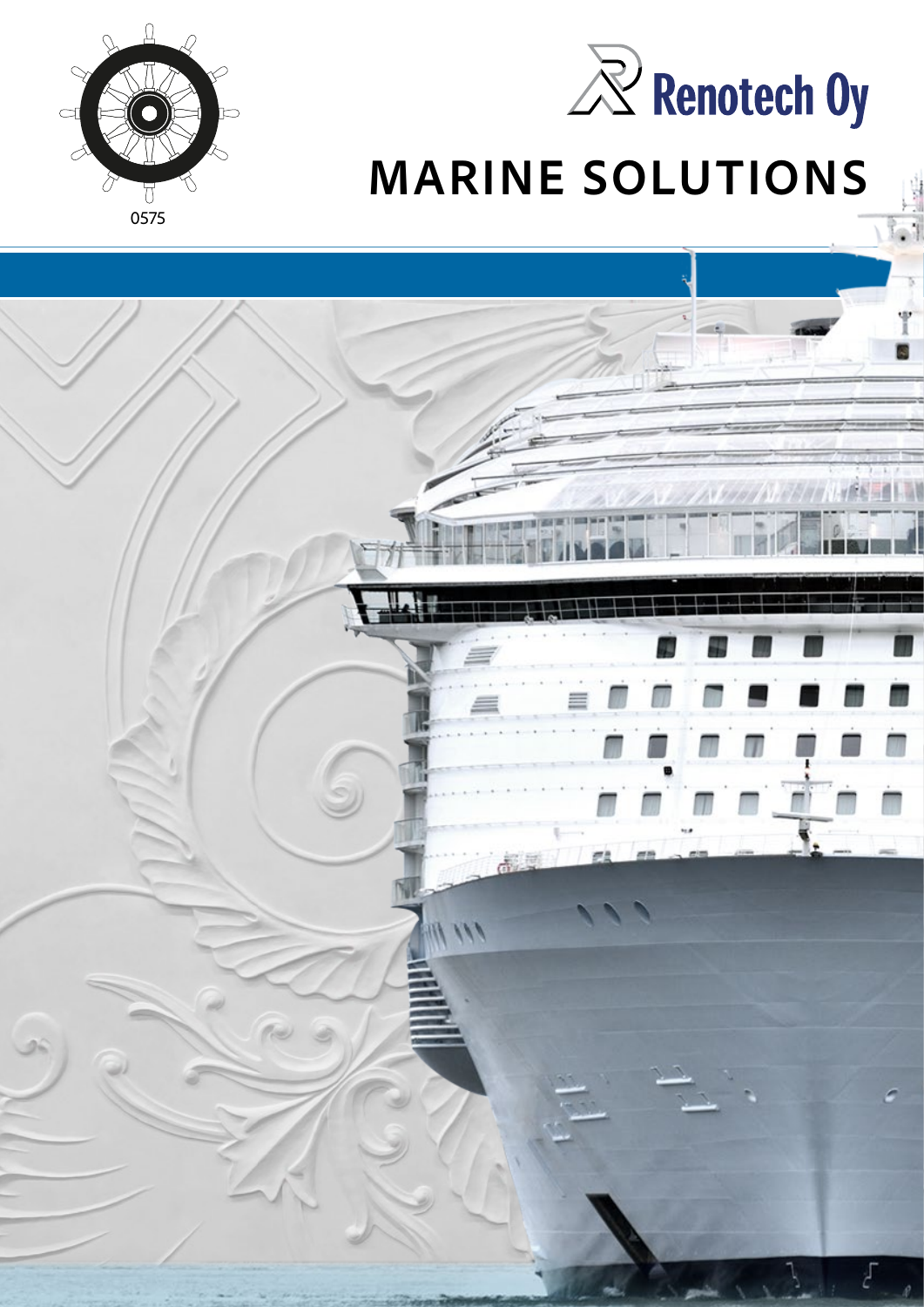0575

Renotech Oy

# MARINE SOLUTIONS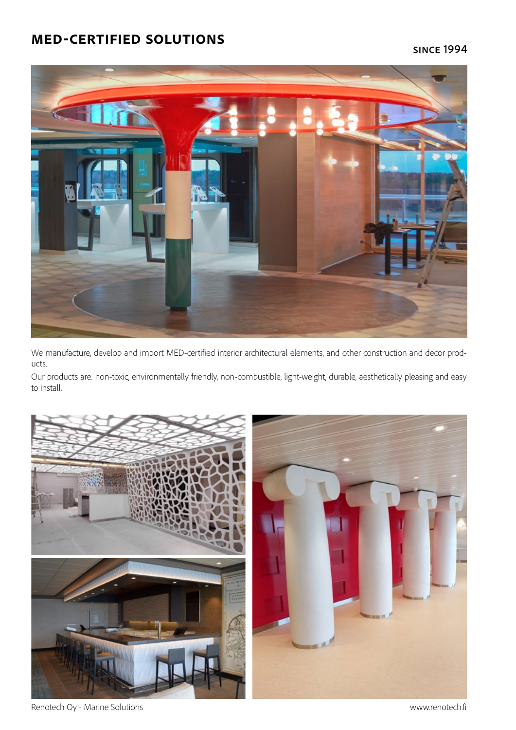# MED-CERTIFIED SOLUTIONS

**SINCE 1994**

We manufacture, develop and import MED-certified interior architectural elements, and other construction and decor products.

Our products are: non-toxic, environmentally friendly, non-combustible, light-weight, durable, aesthetically pleasing and easy to install.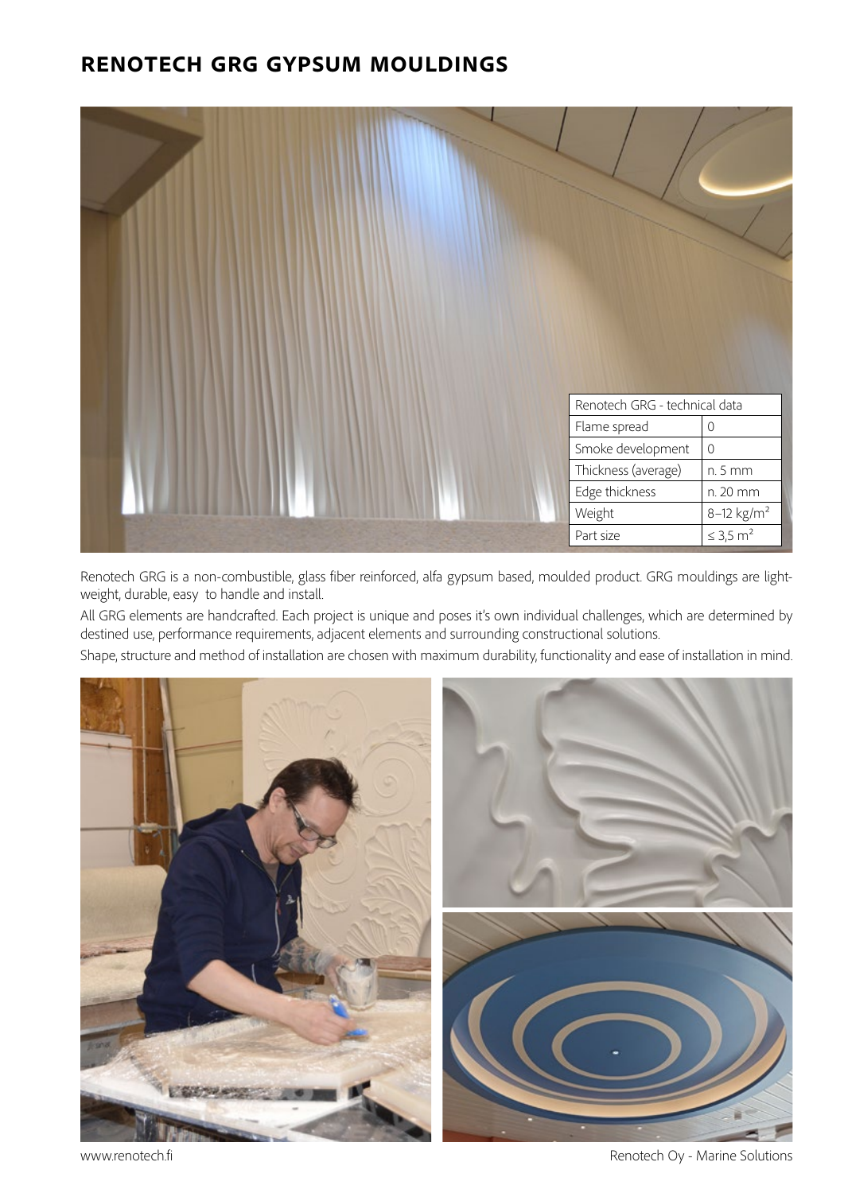# RENOTECH GRG GYPSUM MOULDINGS

| Renotech GRG - technical data | |
|---|---|
| Flame spread | 0 |
| Smoke development | 0 |
| Thickness (average) | n. 5 mm |
| Edge thickness | n. 20 mm |
| Weight | 8–12 kg/m$^2$ |
| Part size | ≤ 3,5 m$^2$ |

Renotech GRG is a non-combustible, glass fiber reinforced, alfa gypsum based, moulded product. GRG mouldings are light-weight, durable, easy to handle and install.

All GRG elements are handcrafted. Each project is unique and poses it's own individual challenges, which are determined by destined use, performance requirements, adjacent elements and surrounding constructional solutions.

Shape, structure and method of installation are chosen with maximum durability, functionality and ease of installation in mind.

www.renotech.fi

Renotech Oy - Marine Solutions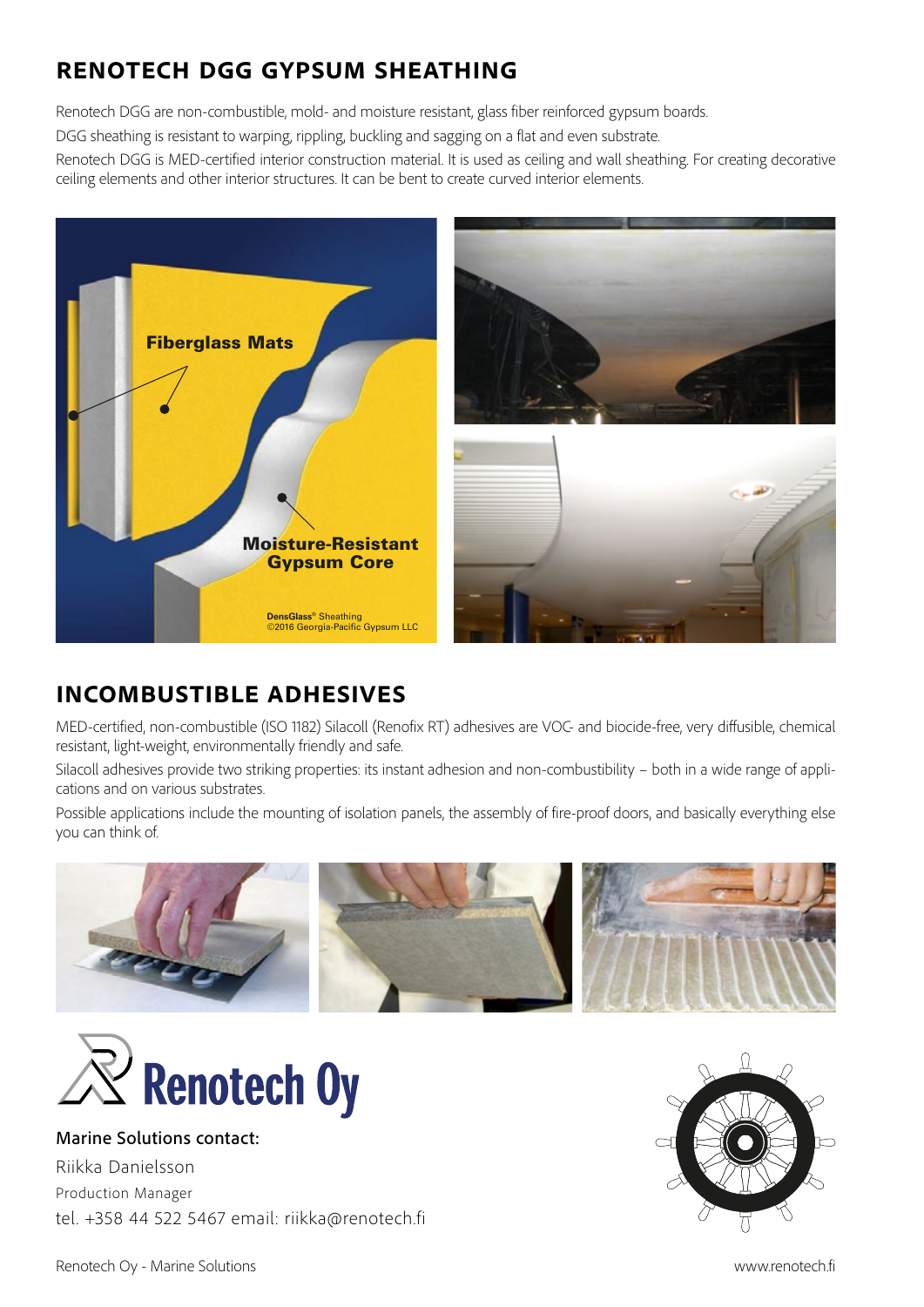## RENOTECH DGG GYPSUM SHEATHING

Renotech DGG are non-combustible, mold- and moisture resistant, glass fiber reinforced gypsum boards.

DGG sheathing is resistant to warping, rippling, buckling and sagging on a flat and even substrate.

Renotech DGG is MED-certified interior construction material. It is used as ceiling and wall sheathing. For creating decorative ceiling elements and other interior structures. It can be bent to create curved interior elements.

Fiberglass Mats

Moisture-Resistant Gypsum Core

DensGlass® Sheathing
©2016 Georgia-Pacific Gypsum LLC

## INCOMBUSTIBLE ADHESIVES

MED-certified, non-combustible (ISO 1182) Silacoll (Renofix RT) adhesives are VOC- and biocide-free, very diffusible, chemical resistant, light-weight, environmentally friendly and safe.

Silacoll adhesives provide two striking properties: its instant adhesion and non-combustibility – both in a wide range of applications and on various substrates.

Possible applications include the mounting of isolation panels, the assembly of fire-proof doors, and basically everything else you can think of.

Renotech Oy

**Marine Solutions contact:**

Riikka Danielsson

Production Manager

tel. +358 44 522 5467 email: riikka@renotech.fi

Renotech Oy - Marine Solutions

www.renotech.fi